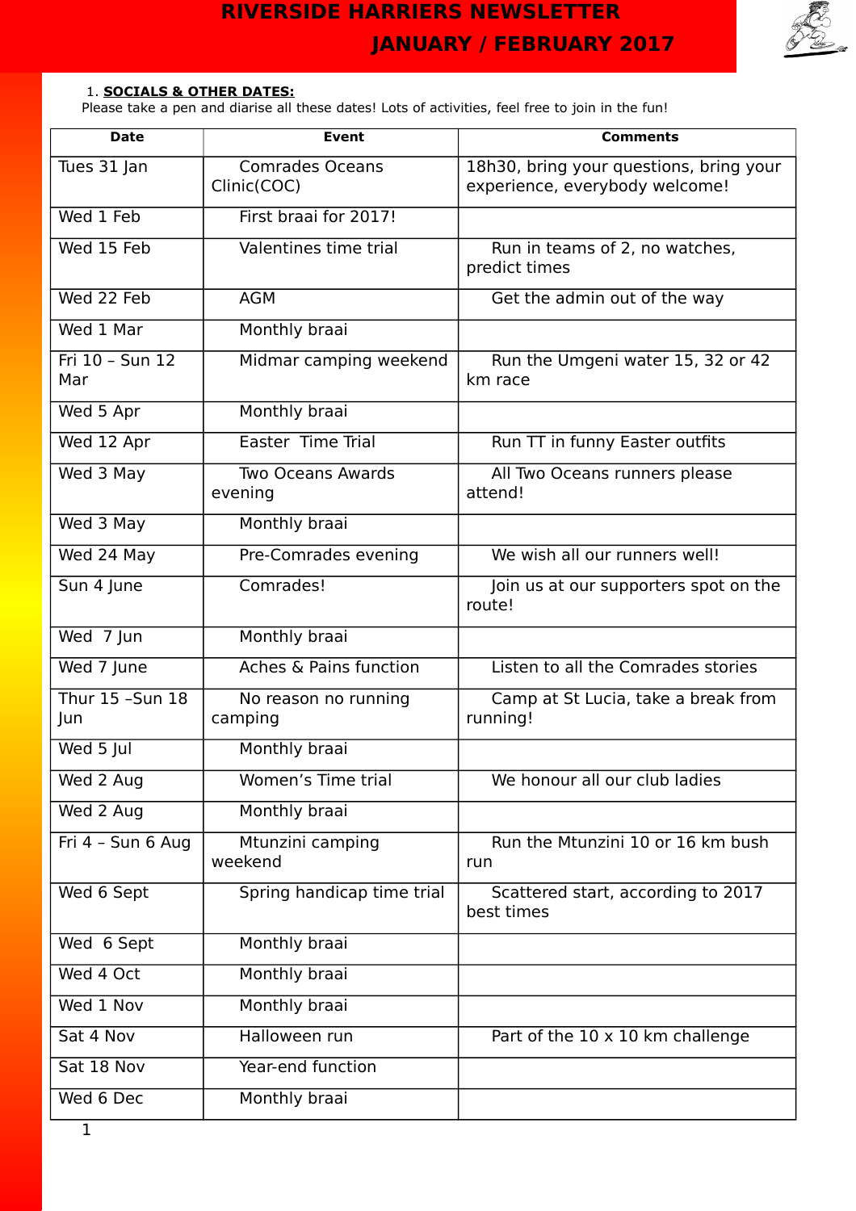# RIVERSIDE HARRIERS NEWSLETTER

## JANUARY / FEBRUARY 2017

1. **SOCIALS & OTHER DATES:**

Please take a pen and diarise all these dates! Lots of activities, feel free to join in the fun!

| Date | Event | Comments |
|---|---|---|
| Tues 31 Jan | Comrades Oceans Clinic(COC) | 18h30, bring your questions, bring your experience, everybody welcome! |
| Wed 1 Feb | First braai for 2017! | |
| Wed 15 Feb | Valentines time trial | Run in teams of 2, no watches, predict times |
| Wed 22 Feb | AGM | Get the admin out of the way |
| Wed 1 Mar | Monthly braai | |
| Fri 10 – Sun 12 Mar | Midmar camping weekend | Run the Umgeni water 15, 32 or 42 km race |
| Wed 5 Apr | Monthly braai | |
| Wed 12 Apr | Easter Time Trial | Run TT in funny Easter outfits |
| Wed 3 May | Two Oceans Awards evening | All Two Oceans runners please attend! |
| Wed 3 May | Monthly braai | |
| Wed 24 May | Pre-Comrades evening | We wish all our runners well! |
| Sun 4 June | Comrades! | Join us at our supporters spot on the route! |
| Wed 7 Jun | Monthly braai | |
| Wed 7 June | Aches & Pains function | Listen to all the Comrades stories |
| Thur 15 –Sun 18 Jun | No reason no running camping | Camp at St Lucia, take a break from running! |
| Wed 5 Jul | Monthly braai | |
| Wed 2 Aug | Women's Time trial | We honour all our club ladies |
| Wed 2 Aug | Monthly braai | |
| Fri 4 – Sun 6 Aug | Mtunzini camping weekend | Run the Mtunzini 10 or 16 km bush run |
| Wed 6 Sept | Spring handicap time trial | Scattered start, according to 2017 best times |
| Wed 6 Sept | Monthly braai | |
| Wed 4 Oct | Monthly braai | |
| Wed 1 Nov | Monthly braai | |
| Sat 4 Nov | Halloween run | Part of the 10 x 10 km challenge |
| Sat 18 Nov | Year-end function | |
| Wed 6 Dec | Monthly braai | |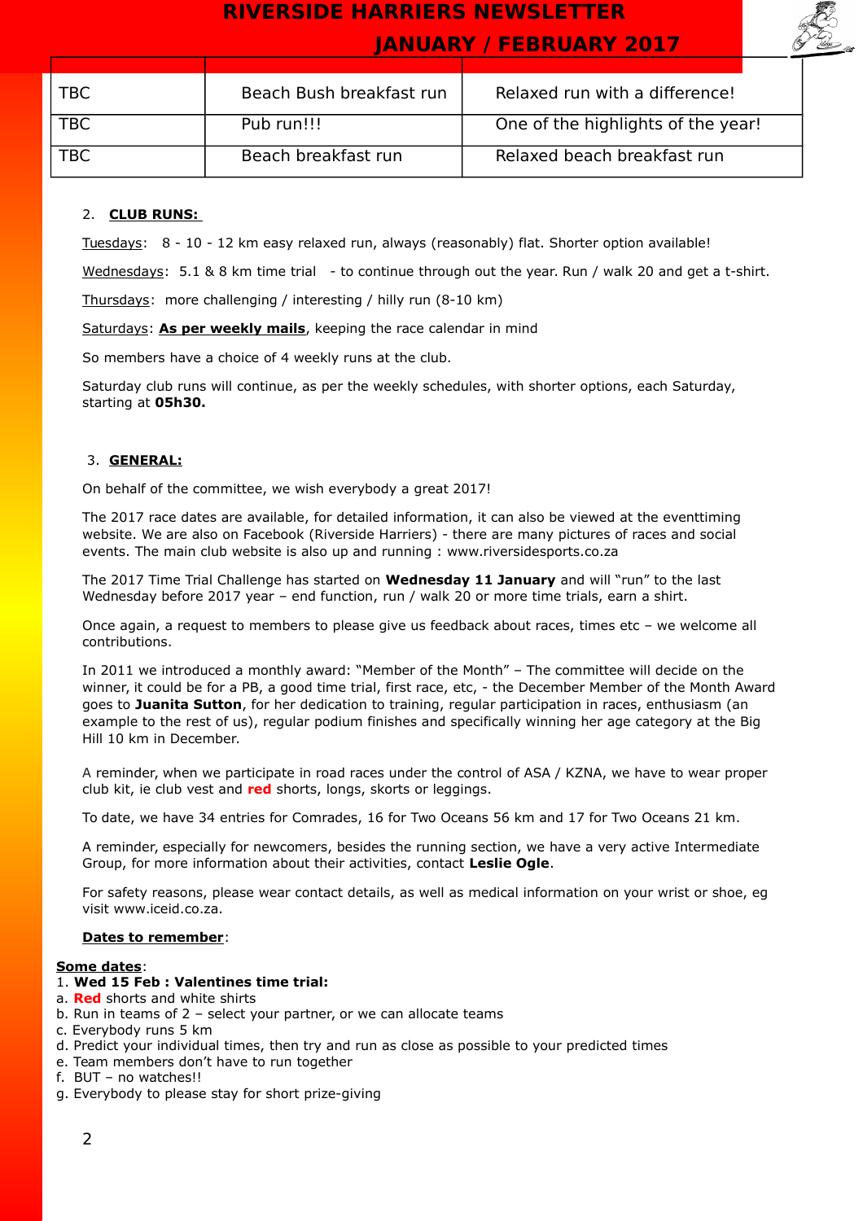| | | |
|---|---|---|
| TBC | Beach Bush breakfast run | Relaxed run with a difference! |
| TBC | Pub run!!! | One of the highlights of the year! |
| TBC | Beach breakfast run | Relaxed beach breakfast run |

2. **CLUB RUNS:**

Tuesdays: 8 - 10 - 12 km easy relaxed run, always (reasonably) flat. Shorter option available!

Wednesdays: 5.1 & 8 km time trial - to continue through out the year. Run / walk 20 and get a t-shirt.

Thursdays: more challenging / interesting / hilly run (8-10 km)

Saturdays: **As per weekly mails**, keeping the race calendar in mind

So members have a choice of 4 weekly runs at the club.

Saturday club runs will continue, as per the weekly schedules, with shorter options, each Saturday, starting at **05h30.**

3. **GENERAL:**

On behalf of the committee, we wish everybody a great 2017!

The 2017 race dates are available, for detailed information, it can also be viewed at the eventtiming website. We are also on Facebook (Riverside Harriers) - there are many pictures of races and social events. The main club website is also up and running : www.riversidesports.co.za

The 2017 Time Trial Challenge has started on **Wednesday 11 January** and will "run" to the last Wednesday before 2017 year – end function, run / walk 20 or more time trials, earn a shirt.

Once again, a request to members to please give us feedback about races, times etc – we welcome all contributions.

In 2011 we introduced a monthly award: "Member of the Month" – The committee will decide on the winner, it could be for a PB, a good time trial, first race, etc, - the December Member of the Month Award goes to **Juanita Sutton**, for her dedication to training, regular participation in races, enthusiasm (an example to the rest of us), regular podium finishes and specifically winning her age category at the Big Hill 10 km in December.

A reminder, when we participate in road races under the control of ASA / KZNA, we have to wear proper club kit, ie club vest and **red** shorts, longs, skorts or leggings.

To date, we have 34 entries for Comrades, 16 for Two Oceans 56 km and 17 for Two Oceans 21 km.

A reminder, especially for newcomers, besides the running section, we have a very active Intermediate Group, for more information about their activities, contact **Leslie Ogle**.

For safety reasons, please wear contact details, as well as medical information on your wrist or shoe, eg visit www.iceid.co.za.

Dates to remember:

Some dates:

1. **Wed 15 Feb : Valentines time trial:**

a. **Red** shorts and white shirts
b. Run in teams of 2 – select your partner, or we can allocate teams
c. Everybody runs 5 km
d. Predict your individual times, then try and run as close as possible to your predicted times
e. Team members don't have to run together
f. BUT – no watches!!
g. Everybody to please stay for short prize-giving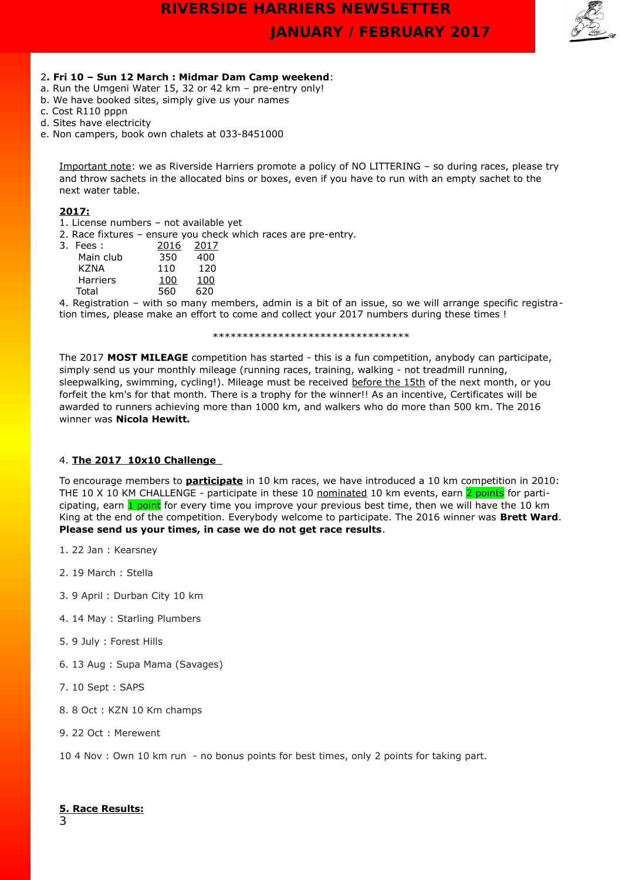2**. Fri 10 – Sun 12 March : Midmar Dam Camp weekend**:
a. Run the Umgeni Water 15, 32 or 42 km – pre-entry only!
b. We have booked sites, simply give us your names
c. Cost R110 pppn
d. Sites have electricity
e. Non campers, book own chalets at 033-8451000

Important note: we as Riverside Harriers promote a policy of NO LITTERING – so during races, please try and throw sachets in the allocated bins or boxes, even if you have to run with an empty sachet to the next water table.

**2017:**

1. License numbers – not available yet
2. Race fixtures – ensure you check which races are pre-entry.
3. Fees :

| | 2016 | 2017 |
|---|---|---|
| Main club | 350 | 400 |
| KZNA | 110 | 120 |
| Harriers | 100 | 100 |
| Total | 560 | 620 |

4. Registration – with so many members, admin is a bit of an issue, so we will arrange specific registration times, please make an effort to come and collect your 2017 numbers during these times !

*********************************

The 2017 **MOST MILEAGE** competition has started - this is a fun competition, anybody can participate, simply send us your monthly mileage (running races, training, walking - not treadmill running, sleepwalking, swimming, cycling!). Mileage must be received before the 15th of the next month, or you forfeit the km's for that month. There is a trophy for the winner!! As an incentive, Certificates will be awarded to runners achieving more than 1000 km, and walkers who do more than 500 km. The 2016 winner was **Nicola Hewitt.**

4. **The 2017 10x10 Challenge**

To encourage members to **participate** in 10 km races, we have introduced a 10 km competition in 2010: THE 10 X 10 KM CHALLENGE - participate in these 10 nominated 10 km events, earn 2 points for participating, earn 1 point for every time you improve your previous best time, then we will have the 10 km King at the end of the competition. Everybody welcome to participate. The 2016 winner was **Brett Ward**. **Please send us your times, in case we do not get race results**.

1. 22 Jan : Kearsney
2. 19 March : Stella
3. 9 April : Durban City 10 km
4. 14 May : Starling Plumbers
5. 9 July : Forest Hills
6. 13 Aug : Supa Mama (Savages)
7. 10 Sept : SAPS
8. 8 Oct : KZN 10 Km champs
9. 22 Oct : Merewent

10 4 Nov : Own 10 km run - no bonus points for best times, only 2 points for taking part.

**5. Race Results:**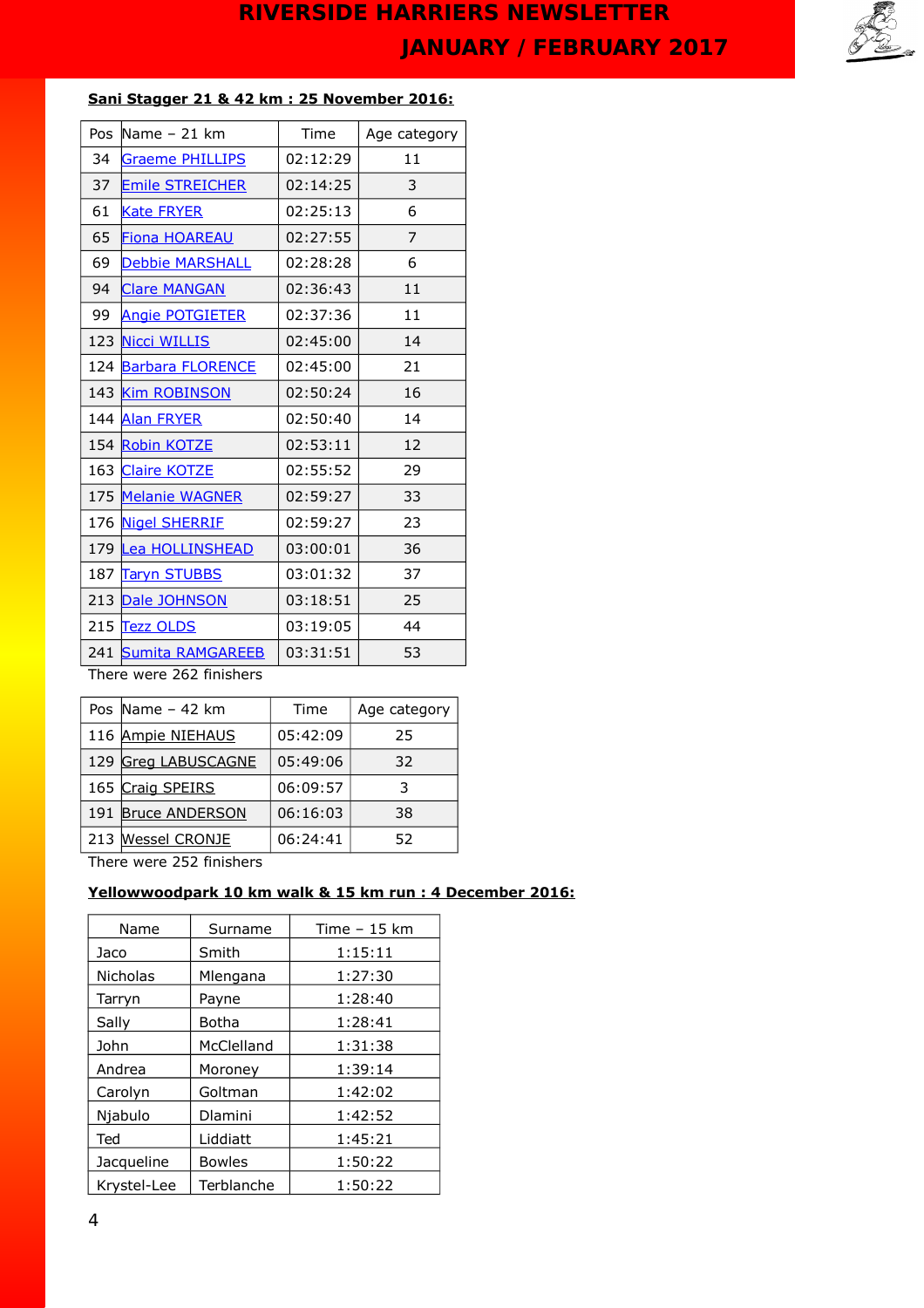**Sani Stagger 21 & 42 km : 25 November 2016:**

| Pos | Name – 21 km | Time | Age category |
|---|---|---|---|
| 34 | Graeme PHILLIPS | 02:12:29 | 11 |
| 37 | Emile STREICHER | 02:14:25 | 3 |
| 61 | Kate FRYER | 02:25:13 | 6 |
| 65 | Fiona HOAREAU | 02:27:55 | 7 |
| 69 | Debbie MARSHALL | 02:28:28 | 6 |
| 94 | Clare MANGAN | 02:36:43 | 11 |
| 99 | Angie POTGIETER | 02:37:36 | 11 |
| 123 | Nicci WILLIS | 02:45:00 | 14 |
| 124 | Barbara FLORENCE | 02:45:00 | 21 |
| 143 | Kim ROBINSON | 02:50:24 | 16 |
| 144 | Alan FRYER | 02:50:40 | 14 |
| 154 | Robin KOTZE | 02:53:11 | 12 |
| 163 | Claire KOTZE | 02:55:52 | 29 |
| 175 | Melanie WAGNER | 02:59:27 | 33 |
| 176 | Nigel SHERRIF | 02:59:27 | 23 |
| 179 | Lea HOLLINSHEAD | 03:00:01 | 36 |
| 187 | Taryn STUBBS | 03:01:32 | 37 |
| 213 | Dale JOHNSON | 03:18:51 | 25 |
| 215 | Tezz OLDS | 03:19:05 | 44 |
| 241 | Sumita RAMGAREEB | 03:31:51 | 53 |

There were 262 finishers

| Pos | Name – 42 km | Time | Age category |
|---|---|---|---|
| 116 | Ampie NIEHAUS | 05:42:09 | 25 |
| 129 | Greg LABUSCAGNE | 05:49:06 | 32 |
| 165 | Craig SPEIRS | 06:09:57 | 3 |
| 191 | Bruce ANDERSON | 06:16:03 | 38 |
| 213 | Wessel CRONJE | 06:24:41 | 52 |

There were 252 finishers

**Yellowwoodpark 10 km walk & 15 km run : 4 December 2016:**

| Name | Surname | Time – 15 km |
|---|---|---|
| Jaco | Smith | 1:15:11 |
| Nicholas | Mlengana | 1:27:30 |
| Tarryn | Payne | 1:28:40 |
| Sally | Botha | 1:28:41 |
| John | McClelland | 1:31:38 |
| Andrea | Moroney | 1:39:14 |
| Carolyn | Goltman | 1:42:02 |
| Njabulo | Dlamini | 1:42:52 |
| Ted | Liddiatt | 1:45:21 |
| Jacqueline | Bowles | 1:50:22 |
| Krystel-Lee | Terblanche | 1:50:22 |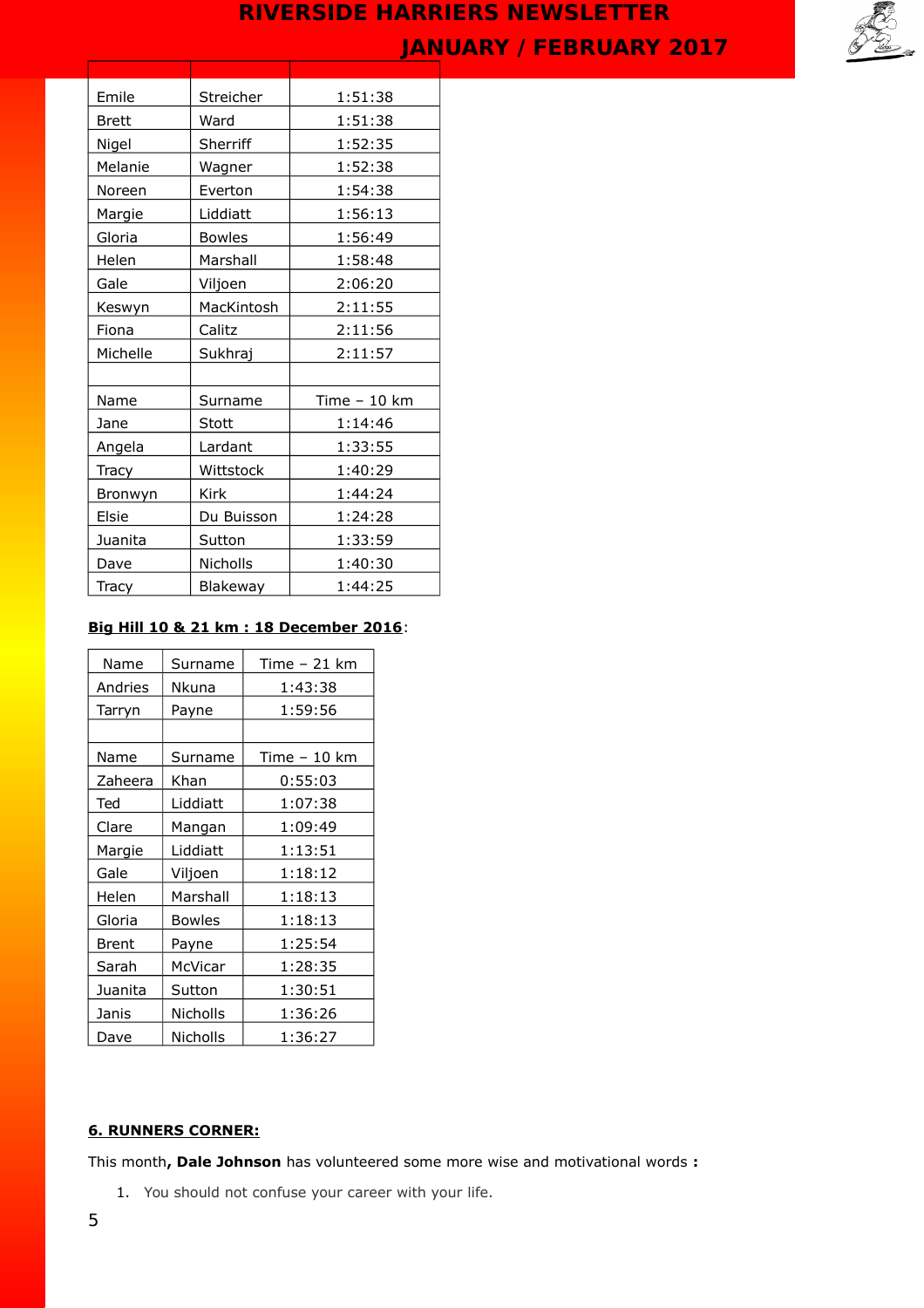| | | |
|---|---|---|
| Emile | Streicher | 1:51:38 |
| Brett | Ward | 1:51:38 |
| Nigel | Sherriff | 1:52:35 |
| Melanie | Wagner | 1:52:38 |
| Noreen | Everton | 1:54:38 |
| Margie | Liddiatt | 1:56:13 |
| Gloria | Bowles | 1:56:49 |
| Helen | Marshall | 1:58:48 |
| Gale | Viljoen | 2:06:20 |
| Keswyn | MacKintosh | 2:11:55 |
| Fiona | Calitz | 2:11:56 |
| Michelle | Sukhraj | 2:11:57 |
| | | |
| Name | Surname | Time – 10 km |
| Jane | Stott | 1:14:46 |
| Angela | Lardant | 1:33:55 |
| Tracy | Wittstock | 1:40:29 |
| Bronwyn | Kirk | 1:44:24 |
| Elsie | Du Buisson | 1:24:28 |
| Juanita | Sutton | 1:33:59 |
| Dave | Nicholls | 1:40:30 |
| Tracy | Blakeway | 1:44:25 |

**Big Hill 10 & 21 km : 18 December 2016**:

| Name | Surname | Time – 21 km |
|---|---|---|
| Andries | Nkuna | 1:43:38 |
| Tarryn | Payne | 1:59:56 |
| | | |
| Name | Surname | Time – 10 km |
| Zaheera | Khan | 0:55:03 |
| Ted | Liddiatt | 1:07:38 |
| Clare | Mangan | 1:09:49 |
| Margie | Liddiatt | 1:13:51 |
| Gale | Viljoen | 1:18:12 |
| Helen | Marshall | 1:18:13 |
| Gloria | Bowles | 1:18:13 |
| Brent | Payne | 1:25:54 |
| Sarah | McVicar | 1:28:35 |
| Juanita | Sutton | 1:30:51 |
| Janis | Nicholls | 1:36:26 |
| Dave | Nicholls | 1:36:27 |

**6. RUNNERS CORNER:**

This month**, Dale Johnson** has volunteered some more wise and motivational words **:**

1. You should not confuse your career with your life.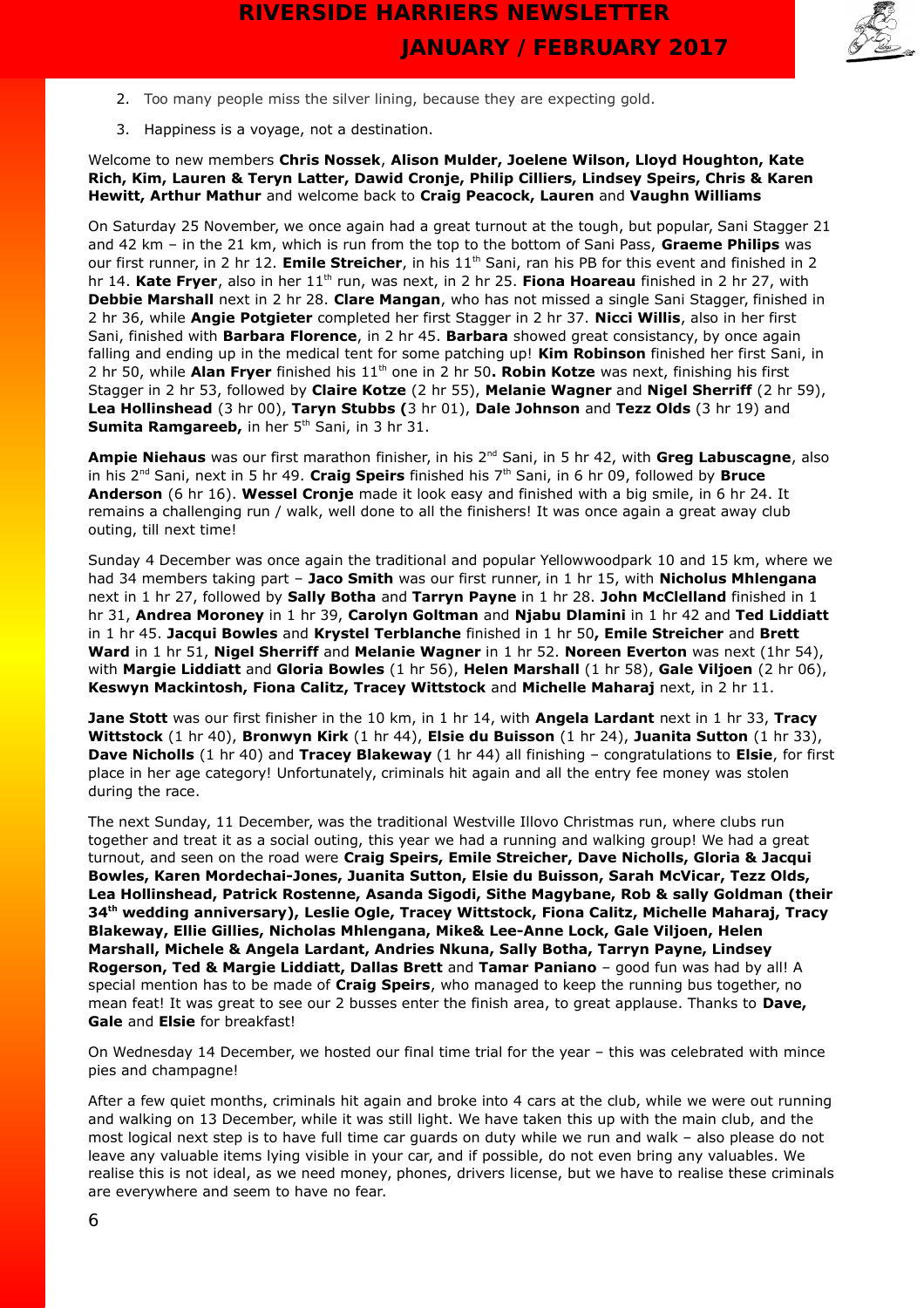2. Too many people miss the silver lining, because they are expecting gold.
3. Happiness is a voyage, not a destination.

Welcome to new members **Chris Nossek**, **Alison Mulder, Joelene Wilson, Lloyd Houghton, Kate Rich, Kim, Lauren & Teryn Latter, Dawid Cronje, Philip Cilliers, Lindsey Speirs, Chris & Karen Hewitt, Arthur Mathur** and welcome back to **Craig Peacock, Lauren** and **Vaughn Williams**

On Saturday 25 November, we once again had a great turnout at the tough, but popular, Sani Stagger 21 and 42 km – in the 21 km, which is run from the top to the bottom of Sani Pass, **Graeme Philips** was our first runner, in 2 hr 12. **Emile Streicher**, in his 11th Sani, ran his PB for this event and finished in 2 hr 14. **Kate Fryer**, also in her 11th run, was next, in 2 hr 25. **Fiona Hoareau** finished in 2 hr 27, with **Debbie Marshall** next in 2 hr 28. **Clare Mangan**, who has not missed a single Sani Stagger, finished in 2 hr 36, while **Angie Potgieter** completed her first Stagger in 2 hr 37. **Nicci Willis**, also in her first Sani, finished with **Barbara Florence**, in 2 hr 45. **Barbara** showed great consistancy, by once again falling and ending up in the medical tent for some patching up! **Kim Robinson** finished her first Sani, in 2 hr 50, while **Alan Fryer** finished his 11th one in 2 hr 50**. Robin Kotze** was next, finishing his first Stagger in 2 hr 53, followed by **Claire Kotze** (2 hr 55), **Melanie Wagner** and **Nigel Sherriff** (2 hr 59), **Lea Hollinshead** (3 hr 00), **Taryn Stubbs (**3 hr 01), **Dale Johnson** and **Tezz Olds** (3 hr 19) and **Sumita Ramgareeb,** in her 5th Sani, in 3 hr 31.

**Ampie Niehaus** was our first marathon finisher, in his 2nd Sani, in 5 hr 42, with **Greg Labuscagne**, also in his 2nd Sani, next in 5 hr 49. **Craig Speirs** finished his 7th Sani, in 6 hr 09, followed by **Bruce Anderson** (6 hr 16). **Wessel Cronje** made it look easy and finished with a big smile, in 6 hr 24. It remains a challenging run / walk, well done to all the finishers! It was once again a great away club outing, till next time!

Sunday 4 December was once again the traditional and popular Yellowwoodpark 10 and 15 km, where we had 34 members taking part – **Jaco Smith** was our first runner, in 1 hr 15, with **Nicholus Mhlengana** next in 1 hr 27, followed by **Sally Botha** and **Tarryn Payne** in 1 hr 28. **John McClelland** finished in 1 hr 31, **Andrea Moroney** in 1 hr 39, **Carolyn Goltman** and **Njabu Dlamini** in 1 hr 42 and **Ted Liddiatt** in 1 hr 45. **Jacqui Bowles** and **Krystel Terblanche** finished in 1 hr 50**, Emile Streicher** and **Brett Ward** in 1 hr 51, **Nigel Sherriff** and **Melanie Wagner** in 1 hr 52. **Noreen Everton** was next (1hr 54), with **Margie Liddiatt** and **Gloria Bowles** (1 hr 56), **Helen Marshall** (1 hr 58), **Gale Viljoen** (2 hr 06), **Keswyn Mackintosh, Fiona Calitz, Tracey Wittstock** and **Michelle Maharaj** next, in 2 hr 11.

**Jane Stott** was our first finisher in the 10 km, in 1 hr 14, with **Angela Lardant** next in 1 hr 33, **Tracy Wittstock** (1 hr 40), **Bronwyn Kirk** (1 hr 44), **Elsie du Buisson** (1 hr 24), **Juanita Sutton** (1 hr 33), **Dave Nicholls** (1 hr 40) and **Tracey Blakeway** (1 hr 44) all finishing – congratulations to **Elsie**, for first place in her age category! Unfortunately, criminals hit again and all the entry fee money was stolen during the race.

The next Sunday, 11 December, was the traditional Westville Illovo Christmas run, where clubs run together and treat it as a social outing, this year we had a running and walking group! We had a great turnout, and seen on the road were **Craig Speirs, Emile Streicher, Dave Nicholls, Gloria & Jacqui Bowles, Karen Mordechai-Jones, Juanita Sutton, Elsie du Buisson, Sarah McVicar, Tezz Olds, Lea Hollinshead, Patrick Rostenne, Asanda Sigodi, Sithe Magybane, Rob & sally Goldman (their 34th wedding anniversary), Leslie Ogle, Tracey Wittstock, Fiona Calitz, Michelle Maharaj, Tracy Blakeway, Ellie Gillies, Nicholas Mhlengana, Mike& Lee-Anne Lock, Gale Viljoen, Helen Marshall, Michele & Angela Lardant, Andries Nkuna, Sally Botha, Tarryn Payne, Lindsey Rogerson, Ted & Margie Liddiatt, Dallas Brett** and **Tamar Paniano** – good fun was had by all! A special mention has to be made of **Craig Speirs**, who managed to keep the running bus together, no mean feat! It was great to see our 2 busses enter the finish area, to great applause. Thanks to **Dave, Gale** and **Elsie** for breakfast!

On Wednesday 14 December, we hosted our final time trial for the year – this was celebrated with mince pies and champagne!

After a few quiet months, criminals hit again and broke into 4 cars at the club, while we were out running and walking on 13 December, while it was still light. We have taken this up with the main club, and the most logical next step is to have full time car guards on duty while we run and walk – also please do not leave any valuable items lying visible in your car, and if possible, do not even bring any valuables. We realise this is not ideal, as we need money, phones, drivers license, but we have to realise these criminals are everywhere and seem to have no fear.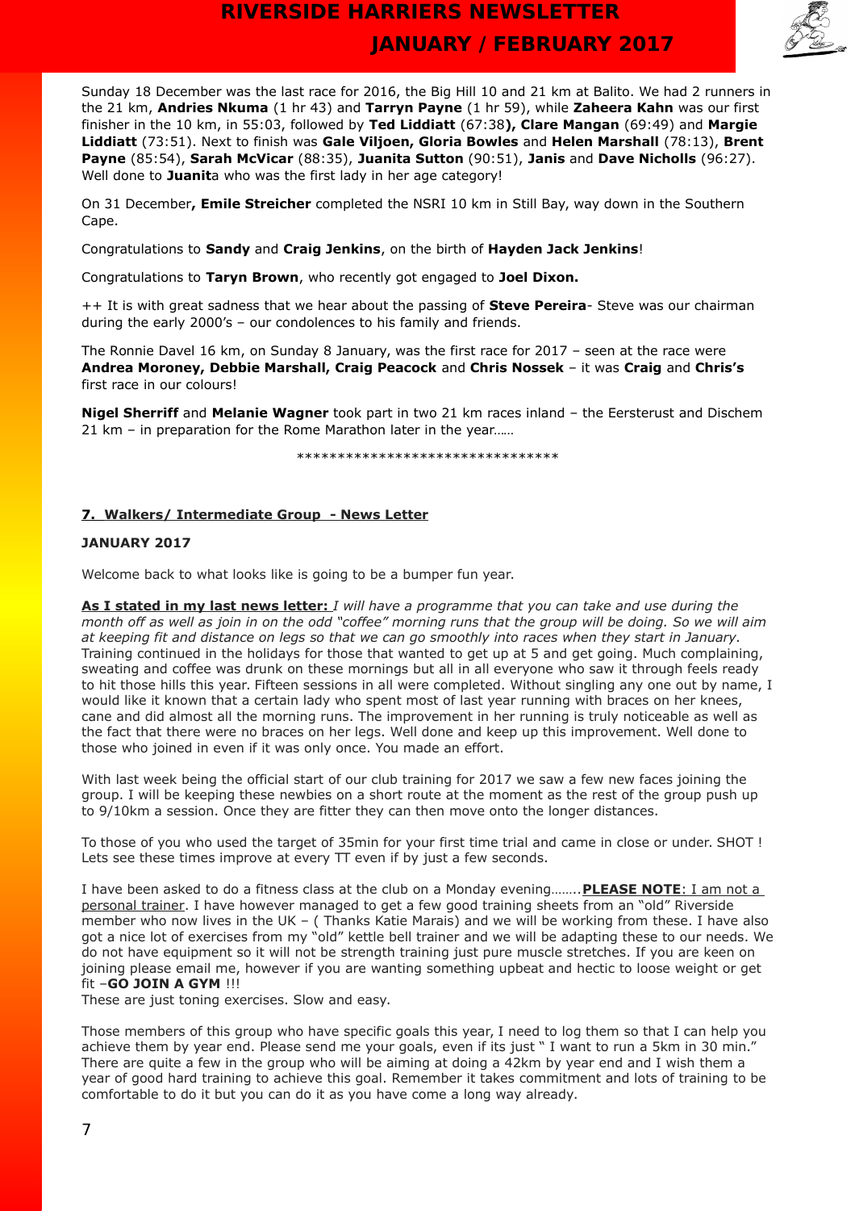Sunday 18 December was the last race for 2016, the Big Hill 10 and 21 km at Balito. We had 2 runners in the 21 km, **Andries Nkuma** (1 hr 43) and **Tarryn Payne** (1 hr 59), while **Zaheera Kahn** was our first finisher in the 10 km, in 55:03, followed by **Ted Liddiatt** (67:38**), Clare Mangan** (69:49) and **Margie Liddiatt** (73:51). Next to finish was **Gale Viljoen, Gloria Bowles** and **Helen Marshall** (78:13), **Brent Payne** (85:54), **Sarah McVicar** (88:35), **Juanita Sutton** (90:51), **Janis** and **Dave Nicholls** (96:27). Well done to **Juanit**a who was the first lady in her age category!

On 31 December**, Emile Streicher** completed the NSRI 10 km in Still Bay, way down in the Southern Cape.

Congratulations to **Sandy** and **Craig Jenkins**, on the birth of **Hayden Jack Jenkins**!

Congratulations to **Taryn Brown**, who recently got engaged to **Joel Dixon.**

++ It is with great sadness that we hear about the passing of **Steve Pereira**- Steve was our chairman during the early 2000's – our condolences to his family and friends.

The Ronnie Davel 16 km, on Sunday 8 January, was the first race for 2017 – seen at the race were **Andrea Moroney, Debbie Marshall, Craig Peacock** and **Chris Nossek** – it was **Craig** and **Chris's** first race in our colours!

**Nigel Sherriff** and **Melanie Wagner** took part in two 21 km races inland – the Eersterust and Dischem 21 km – in preparation for the Rome Marathon later in the year……

*******************************

## 7. Walkers/ Intermediate Group - News Letter

**JANUARY 2017**

Welcome back to what looks like is going to be a bumper fun year.

**As I stated in my last news letter:** *I will have a programme that you can take and use during the month off as well as join in on the odd "coffee" morning runs that the group will be doing. So we will aim at keeping fit and distance on legs so that we can go smoothly into races when they start in January.* Training continued in the holidays for those that wanted to get up at 5 and get going. Much complaining, sweating and coffee was drunk on these mornings but all in all everyone who saw it through feels ready to hit those hills this year. Fifteen sessions in all were completed. Without singling any one out by name, I would like it known that a certain lady who spent most of last year running with braces on her knees, cane and did almost all the morning runs. The improvement in her running is truly noticeable as well as the fact that there were no braces on her legs. Well done and keep up this improvement. Well done to those who joined in even if it was only once. You made an effort.

With last week being the official start of our club training for 2017 we saw a few new faces joining the group. I will be keeping these newbies on a short route at the moment as the rest of the group push up to 9/10km a session. Once they are fitter they can then move onto the longer distances.

To those of you who used the target of 35min for your first time trial and came in close or under. SHOT ! Lets see these times improve at every TT even if by just a few seconds.

I have been asked to do a fitness class at the club on a Monday evening……..**PLEASE NOTE**: I am not a personal trainer. I have however managed to get a few good training sheets from an "old" Riverside member who now lives in the UK – ( Thanks Katie Marais) and we will be working from these. I have also got a nice lot of exercises from my "old" kettle bell trainer and we will be adapting these to our needs. We do not have equipment so it will not be strength training just pure muscle stretches. If you are keen on joining please email me, however if you are wanting something upbeat and hectic to loose weight or get fit –**GO JOIN A GYM** !!!
These are just toning exercises. Slow and easy.

Those members of this group who have specific goals this year, I need to log them so that I can help you achieve them by year end. Please send me your goals, even if its just " I want to run a 5km in 30 min." There are quite a few in the group who will be aiming at doing a 42km by year end and I wish them a year of good hard training to achieve this goal. Remember it takes commitment and lots of training to be comfortable to do it but you can do it as you have come a long way already.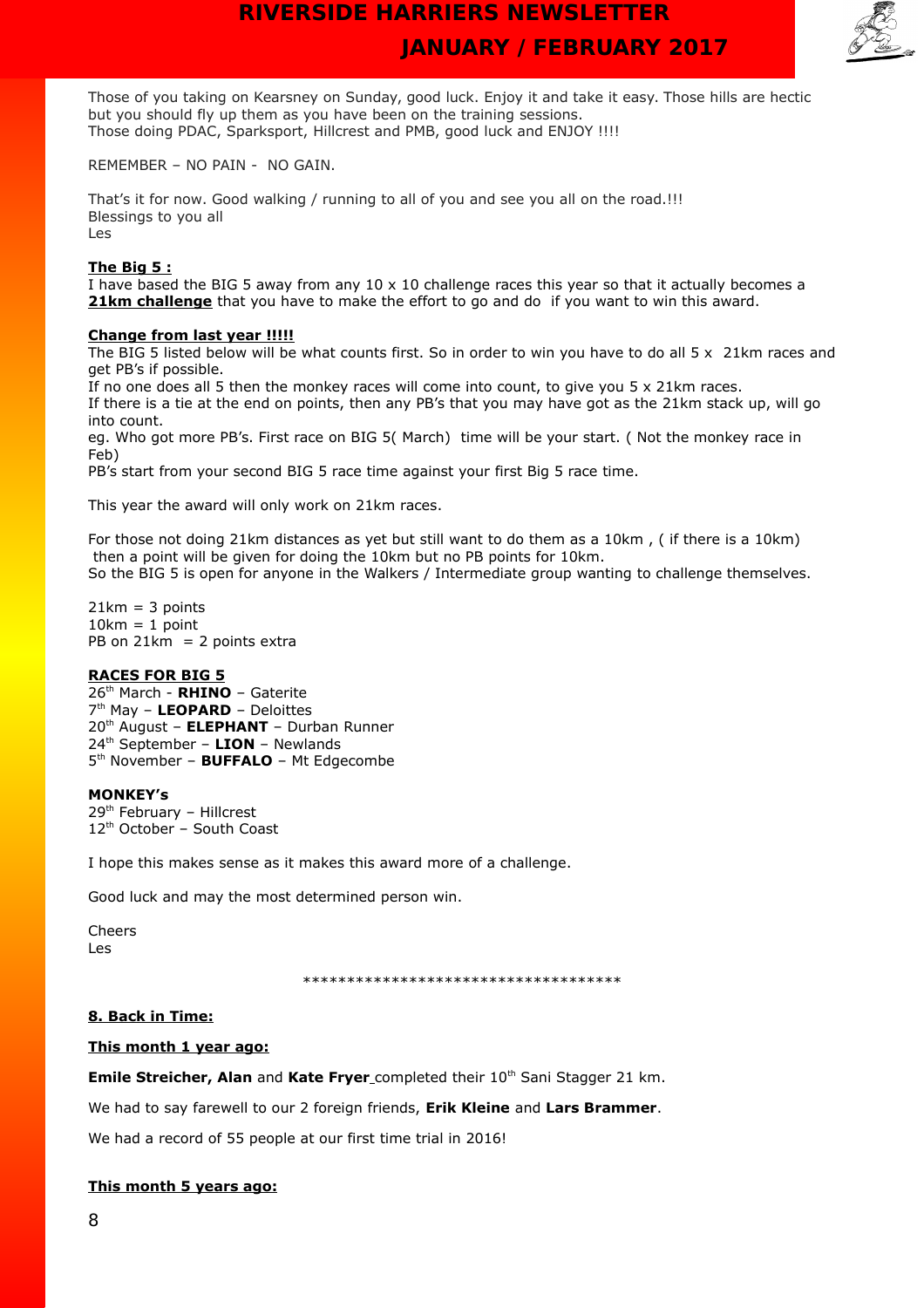Those of you taking on Kearsney on Sunday, good luck. Enjoy it and take it easy. Those hills are hectic but you should fly up them as you have been on the training sessions.
Those doing PDAC, Sparksport, Hillcrest and PMB, good luck and ENJOY !!!!

REMEMBER – NO PAIN - NO GAIN.

That's it for now. Good walking / running to all of you and see you all on the road.!!!
Blessings to you all
Les

**The Big 5 :**
I have based the BIG 5 away from any 10 x 10 challenge races this year so that it actually becomes a **21km challenge** that you have to make the effort to go and do if you want to win this award.

**Change from last year !!!!!**
The BIG 5 listed below will be what counts first. So in order to win you have to do all 5 x 21km races and get PB's if possible.
If no one does all 5 then the monkey races will come into count, to give you 5 x 21km races.
If there is a tie at the end on points, then any PB's that you may have got as the 21km stack up, will go into count.
eg. Who got more PB's. First race on BIG 5( March) time will be your start. ( Not the monkey race in Feb)
PB's start from your second BIG 5 race time against your first Big 5 race time.

This year the award will only work on 21km races.

For those not doing 21km distances as yet but still want to do them as a 10km , ( if there is a 10km) then a point will be given for doing the 10km but no PB points for 10km.
So the BIG 5 is open for anyone in the Walkers / Intermediate group wanting to challenge themselves.

21km = 3 points
10km = 1 point
PB on 21km = 2 points extra

**RACES FOR BIG 5**
26th March - **RHINO** – Gaterite
7th May – **LEOPARD** – Deloittes
20th August – **ELEPHANT** – Durban Runner
24th September – **LION** – Newlands
5th November – **BUFFALO** – Mt Edgecombe

**MONKEY's**
29th February – Hillcrest
12th October – South Coast

I hope this makes sense as it makes this award more of a challenge.

Good luck and may the most determined person win.

Cheers
Les

************************************

**8. Back in Time:**

**This month 1 year ago:**

**Emile Streicher, Alan** and **Kate Fryer** completed their 10th Sani Stagger 21 km.

We had to say farewell to our 2 foreign friends, **Erik Kleine** and **Lars Brammer**.

We had a record of 55 people at our first time trial in 2016!

**This month 5 years ago:**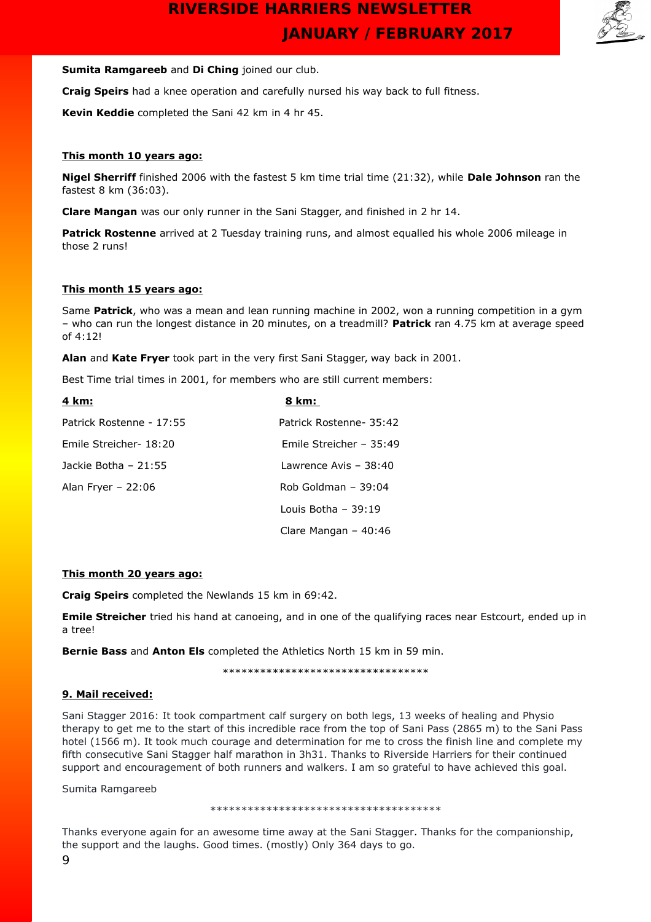**Sumita Ramgareeb** and **Di Ching** joined our club.

**Craig Speirs** had a knee operation and carefully nursed his way back to full fitness.

**Kevin Keddie** completed the Sani 42 km in 4 hr 45.

**This month 10 years ago:**

**Nigel Sherriff** finished 2006 with the fastest 5 km time trial time (21:32), while **Dale Johnson** ran the fastest 8 km (36:03).

**Clare Mangan** was our only runner in the Sani Stagger, and finished in 2 hr 14.

**Patrick Rostenne** arrived at 2 Tuesday training runs, and almost equalled his whole 2006 mileage in those 2 runs!

**This month 15 years ago:**

Same **Patrick**, who was a mean and lean running machine in 2002, won a running competition in a gym – who can run the longest distance in 20 minutes, on a treadmill? **Patrick** ran 4.75 km at average speed of 4:12!

**Alan** and **Kate Fryer** took part in the very first Sani Stagger, way back in 2001.

Best Time trial times in 2001, for members who are still current members:

| **4 km:** | **8 km:** |
|---|---|
| Patrick Rostenne - 17:55 | Patrick Rostenne- 35:42 |
| Emile Streicher- 18:20 | Emile Streicher – 35:49 |
| Jackie Botha – 21:55 | Lawrence Avis – 38:40 |
| Alan Fryer – 22:06 | Rob Goldman – 39:04 |
| | Louis Botha – 39:19 |
| | Clare Mangan – 40:46 |

**This month 20 years ago:**

**Craig Speirs** completed the Newlands 15 km in 69:42.

**Emile Streicher** tried his hand at canoeing, and in one of the qualifying races near Estcourt, ended up in a tree!

**Bernie Bass** and **Anton Els** completed the Athletics North 15 km in 59 min.

*********************************

**9. Mail received:**

Sani Stagger 2016: It took compartment calf surgery on both legs, 13 weeks of healing and Physio therapy to get me to the start of this incredible race from the top of Sani Pass (2865 m) to the Sani Pass hotel (1566 m). It took much courage and determination for me to cross the finish line and complete my fifth consecutive Sani Stagger half marathon in 3h31. Thanks to Riverside Harriers for their continued support and encouragement of both runners and walkers. I am so grateful to have achieved this goal.

Sumita Ramgareeb

*************************************

Thanks everyone again for an awesome time away at the Sani Stagger. Thanks for the companionship, the support and the laughs. Good times. (mostly) Only 364 days to go.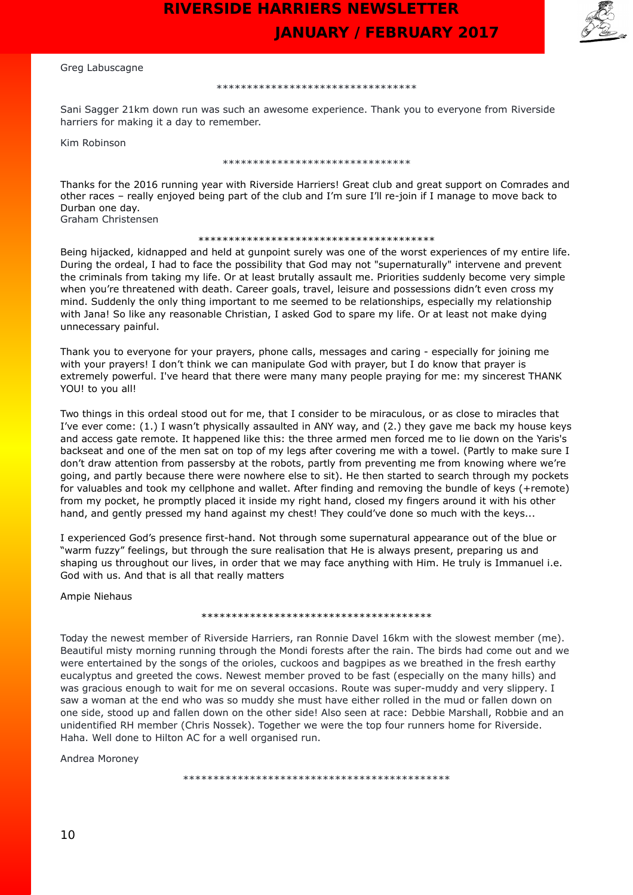Greg Labuscagne

**********************************

Sani Sagger 21km down run was such an awesome experience. Thank you to everyone from Riverside harriers for making it a day to remember.

Kim Robinson

********************************

Thanks for the 2016 running year with Riverside Harriers! Great club and great support on Comrades and other races – really enjoyed being part of the club and I'm sure I'll re-join if I manage to move back to Durban one day.
Graham Christensen

****************************************

Being hijacked, kidnapped and held at gunpoint surely was one of the worst experiences of my entire life. During the ordeal, I had to face the possibility that God may not "supernaturally" intervene and prevent the criminals from taking my life. Or at least brutally assault me. Priorities suddenly become very simple when you're threatened with death. Career goals, travel, leisure and possessions didn't even cross my mind. Suddenly the only thing important to me seemed to be relationships, especially my relationship with Jana! So like any reasonable Christian, I asked God to spare my life. Or at least not make dying unnecessary painful.

Thank you to everyone for your prayers, phone calls, messages and caring - especially for joining me with your prayers! I don't think we can manipulate God with prayer, but I do know that prayer is extremely powerful. I've heard that there were many many people praying for me: my sincerest THANK YOU! to you all!

Two things in this ordeal stood out for me, that I consider to be miraculous, or as close to miracles that I've ever come: (1.) I wasn't physically assaulted in ANY way, and (2.) they gave me back my house keys and access gate remote. It happened like this: the three armed men forced me to lie down on the Yaris's backseat and one of the men sat on top of my legs after covering me with a towel. (Partly to make sure I don't draw attention from passersby at the robots, partly from preventing me from knowing where we're going, and partly because there were nowhere else to sit). He then started to search through my pockets for valuables and took my cellphone and wallet. After finding and removing the bundle of keys (+remote) from my pocket, he promptly placed it inside my right hand, closed my fingers around it with his other hand, and gently pressed my hand against my chest! They could've done so much with the keys...

I experienced God's presence first-hand. Not through some supernatural appearance out of the blue or "warm fuzzy" feelings, but through the sure realisation that He is always present, preparing us and shaping us throughout our lives, in order that we may face anything with Him. He truly is Immanuel i.e. God with us. And that is all that really matters

Ampie Niehaus

***************************************

Today the newest member of Riverside Harriers, ran Ronnie Davel 16km with the slowest member (me). Beautiful misty morning running through the Mondi forests after the rain. The birds had come out and we were entertained by the songs of the orioles, cuckoos and bagpipes as we breathed in the fresh earthy eucalyptus and greeted the cows. Newest member proved to be fast (especially on the many hills) and was gracious enough to wait for me on several occasions. Route was super-muddy and very slippery. I saw a woman at the end who was so muddy she must have either rolled in the mud or fallen down on one side, stood up and fallen down on the other side! Also seen at race: Debbie Marshall, Robbie and an unidentified RH member (Chris Nossek). Together we were the top four runners home for Riverside. Haha. Well done to Hilton AC for a well organised run.

Andrea Moroney

*********************************************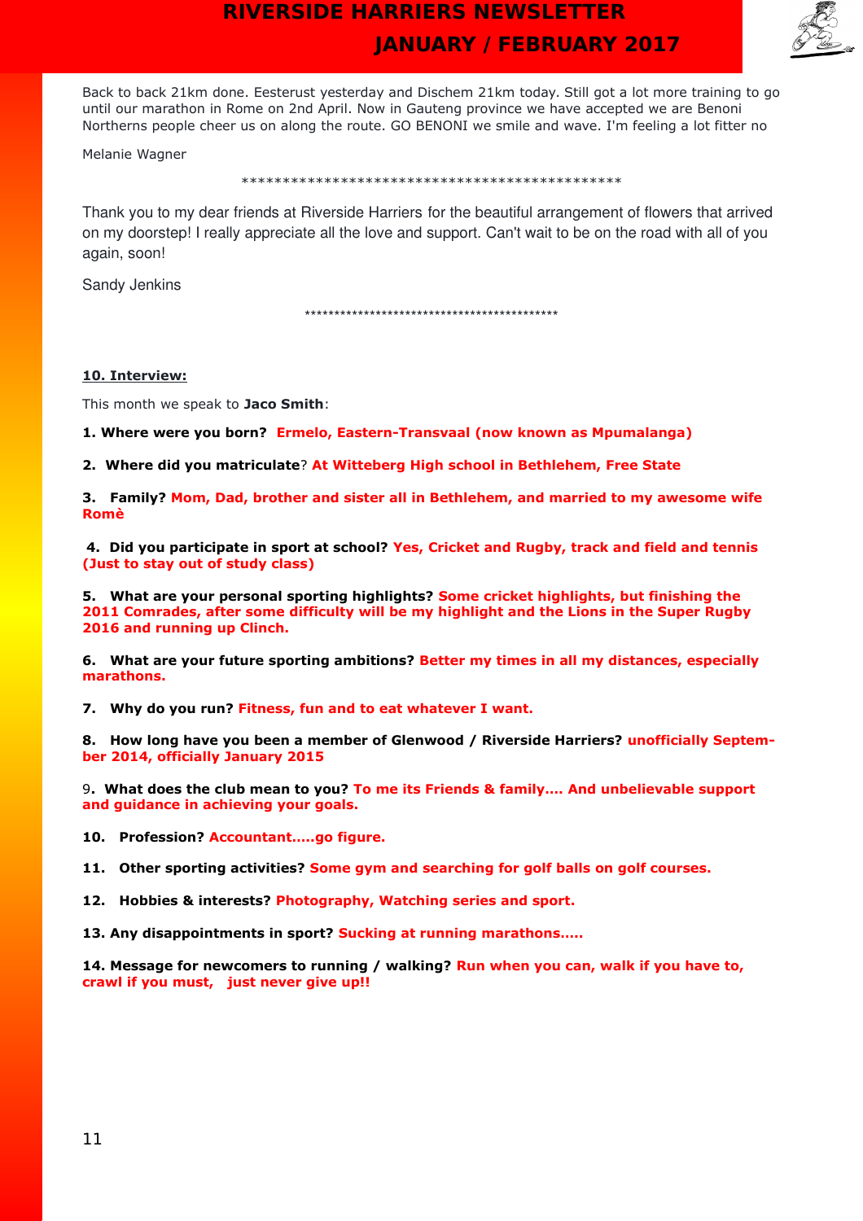Back to back 21km done. Eesterust yesterday and Dischem 21km today. Still got a lot more training to go until our marathon in Rome on 2nd April. Now in Gauteng province we have accepted we are Benoni Northerns people cheer us on along the route. GO BENONI we smile and wave. I'm feeling a lot fitter no

Melanie Wagner

***********************************************

Thank you to my dear friends at Riverside Harriers for the beautiful arrangement of flowers that arrived on my doorstep! I really appreciate all the love and support. Can't wait to be on the road with all of you again, soon!

Sandy Jenkins

*********************************************

## 10. Interview:

This month we speak to **Jaco Smith**:

**1. Where were you born?** **Ermelo, Eastern-Transvaal (now known as Mpumalanga)**

**2. Where did you matriculate?** **At Witteberg High school in Bethlehem, Free State**

**3. Family?** **Mom, Dad, brother and sister all in Bethlehem, and married to my awesome wife Romè**

**4. Did you participate in sport at school?** **Yes, Cricket and Rugby, track and field and tennis (Just to stay out of study class)**

**5. What are your personal sporting highlights?** **Some cricket highlights, but finishing the 2011 Comrades, after some difficulty will be my highlight and the Lions in the Super Rugby 2016 and running up Clinch.**

**6. What are your future sporting ambitions?** **Better my times in all my distances, especially marathons.**

**7. Why do you run?** **Fitness, fun and to eat whatever I want.**

**8. How long have you been a member of Glenwood / Riverside Harriers?** **unofficially September 2014, officially January 2015**

**9. What does the club mean to you?** **To me its Friends & family…. And unbelievable support and guidance in achieving your goals.**

**10. Profession?** **Accountant…..go figure.**

**11. Other sporting activities?** **Some gym and searching for golf balls on golf courses.**

**12. Hobbies & interests?** **Photography, Watching series and sport.**

**13. Any disappointments in sport?** **Sucking at running marathons…..**

**14. Message for newcomers to running / walking?** **Run when you can, walk if you have to, crawl if you must, just never give up!!**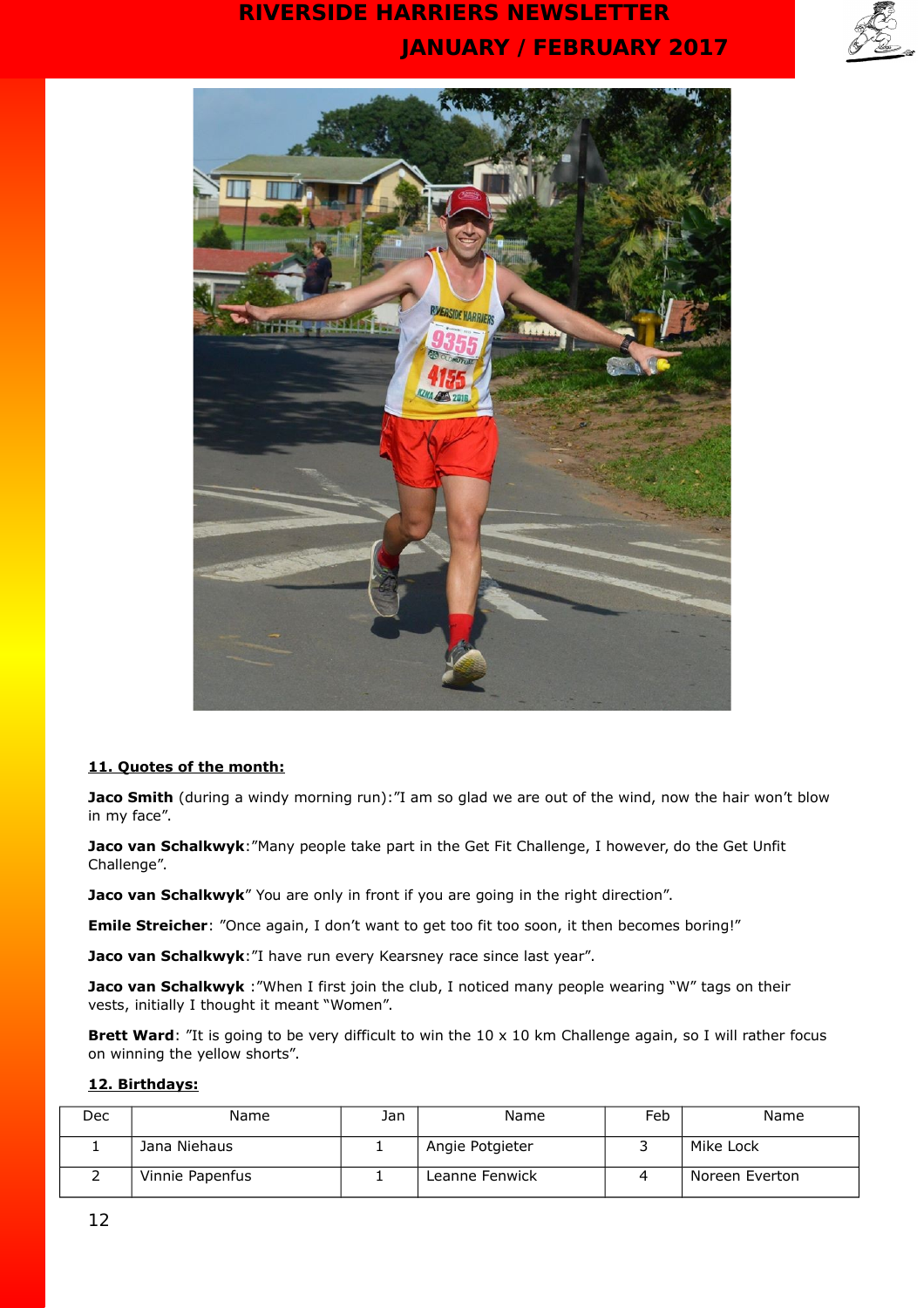## 11. Quotes of the month:

**Jaco Smith** (during a windy morning run):"I am so glad we are out of the wind, now the hair won't blow in my face".

**Jaco van Schalkwyk**:"Many people take part in the Get Fit Challenge, I however, do the Get Unfit Challenge".

**Jaco van Schalkwyk**" You are only in front if you are going in the right direction".

**Emile Streicher**: "Once again, I don't want to get too fit too soon, it then becomes boring!"

**Jaco van Schalkwyk**:"I have run every Kearsney race since last year".

**Jaco van Schalkwyk** :"When I first join the club, I noticed many people wearing "W" tags on their vests, initially I thought it meant "Women".

**Brett Ward**: "It is going to be very difficult to win the 10 x 10 km Challenge again, so I will rather focus on winning the yellow shorts".

## 12. Birthdays:

| Dec | Name | Jan | Name | Feb | Name |
|---|---|---|---|---|---|
| 1 | Jana Niehaus | 1 | Angie Potgieter | 3 | Mike Lock |
| 2 | Vinnie Papenfus | 1 | Leanne Fenwick | 4 | Noreen Everton |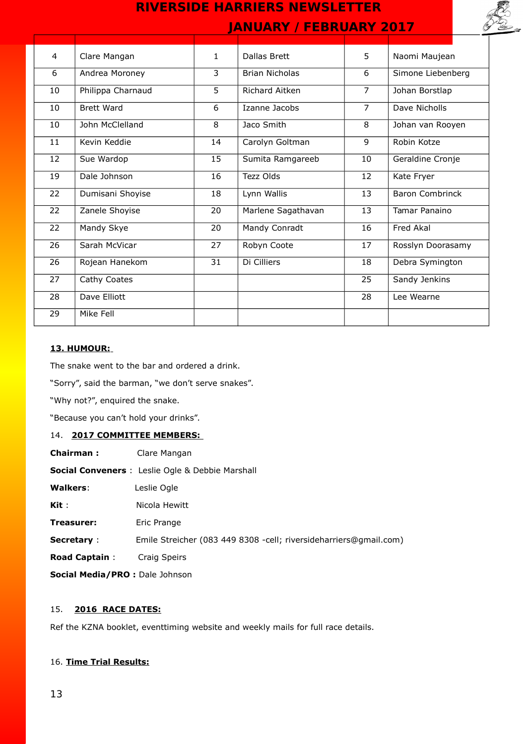| | | | | | |
|---|---|---|---|---|---|
| 4 | Clare Mangan | 1 | Dallas Brett | 5 | Naomi Maujean |
| 6 | Andrea Moroney | 3 | Brian Nicholas | 6 | Simone Liebenberg |
| 10 | Philippa Charnaud | 5 | Richard Aitken | 7 | Johan Borstlap |
| 10 | Brett Ward | 6 | Izanne Jacobs | 7 | Dave Nicholls |
| 10 | John McClelland | 8 | Jaco Smith | 8 | Johan van Rooyen |
| 11 | Kevin Keddie | 14 | Carolyn Goltman | 9 | Robin Kotze |
| 12 | Sue Wardop | 15 | Sumita Ramgareeb | 10 | Geraldine Cronje |
| 19 | Dale Johnson | 16 | Tezz Olds | 12 | Kate Fryer |
| 22 | Dumisani Shoyise | 18 | Lynn Wallis | 13 | Baron Combrinck |
| 22 | Zanele Shoyise | 20 | Marlene Sagathavan | 13 | Tamar Panaino |
| 22 | Mandy Skye | 20 | Mandy Conradt | 16 | Fred Akal |
| 26 | Sarah McVicar | 27 | Robyn Coote | 17 | Rosslyn Doorasamy |
| 26 | Rojean Hanekom | 31 | Di Cilliers | 18 | Debra Symington |
| 27 | Cathy Coates | | | 25 | Sandy Jenkins |
| 28 | Dave Elliott | | | 28 | Lee Wearne |
| 29 | Mike Fell | | | | |

**13. HUMOUR:**

The snake went to the bar and ordered a drink.

"Sorry", said the barman, "we don't serve snakes".

"Why not?", enquired the snake.

"Because you can't hold your drinks".

14. **2017 COMMITTEE MEMBERS:**

**Chairman :** Clare Mangan

**Social Conveners** : Leslie Ogle & Debbie Marshall

**Walkers**: Leslie Ogle

**Kit** : Nicola Hewitt

**Treasurer:** Eric Prange

**Secretary** : Emile Streicher (083 449 8308 -cell; riversideharriers@gmail.com)

**Road Captain** : Craig Speirs

**Social Media/PRO :** Dale Johnson

15. **2016 RACE DATES:**

Ref the KZNA booklet, eventtiming website and weekly mails for full race details.

16. **Time Trial Results:**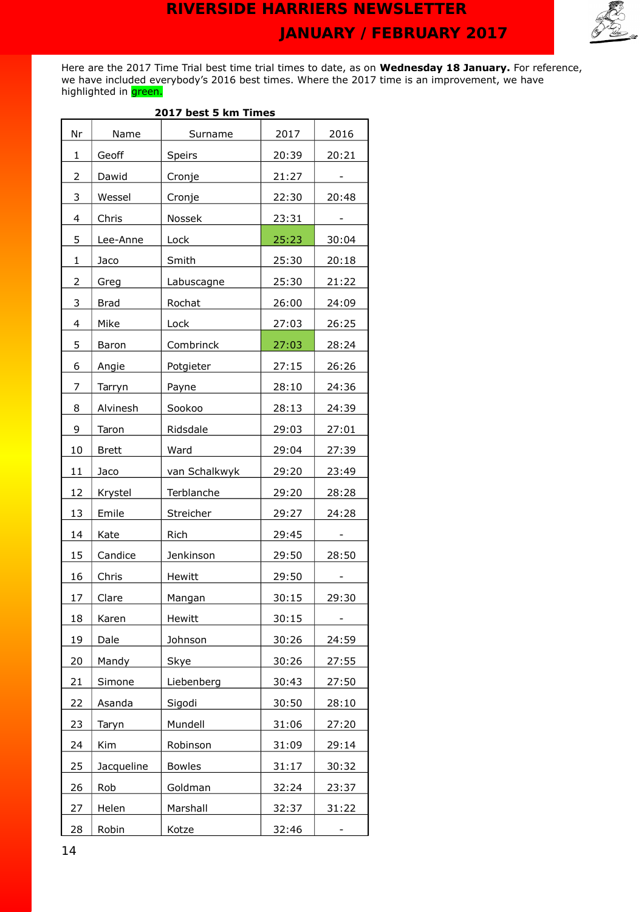Here are the 2017 Time Trial best time trial times to date, as on **Wednesday 18 January.** For reference, we have included everybody's 2016 best times. Where the 2017 time is an improvement, we have highlighted in green.

**2017 best 5 km Times**

| Nr | Name | Surname | 2017 | 2016 |
|---|---|---|---|---|
| 1 | Geoff | Speirs | 20:39 | 20:21 |
| 2 | Dawid | Cronje | 21:27 | - |
| 3 | Wessel | Cronje | 22:30 | 20:48 |
| 4 | Chris | Nossek | 23:31 | - |
| 5 | Lee-Anne | Lock | 25:23 | 30:04 |
| 1 | Jaco | Smith | 25:30 | 20:18 |
| 2 | Greg | Labuscagne | 25:30 | 21:22 |
| 3 | Brad | Rochat | 26:00 | 24:09 |
| 4 | Mike | Lock | 27:03 | 26:25 |
| 5 | Baron | Combrinck | 27:03 | 28:24 |
| 6 | Angie | Potgieter | 27:15 | 26:26 |
| 7 | Tarryn | Payne | 28:10 | 24:36 |
| 8 | Alvinesh | Sookoo | 28:13 | 24:39 |
| 9 | Taron | Ridsdale | 29:03 | 27:01 |
| 10 | Brett | Ward | 29:04 | 27:39 |
| 11 | Jaco | van Schalkwyk | 29:20 | 23:49 |
| 12 | Krystel | Terblanche | 29:20 | 28:28 |
| 13 | Emile | Streicher | 29:27 | 24:28 |
| 14 | Kate | Rich | 29:45 | - |
| 15 | Candice | Jenkinson | 29:50 | 28:50 |
| 16 | Chris | Hewitt | 29:50 | - |
| 17 | Clare | Mangan | 30:15 | 29:30 |
| 18 | Karen | Hewitt | 30:15 | - |
| 19 | Dale | Johnson | 30:26 | 24:59 |
| 20 | Mandy | Skye | 30:26 | 27:55 |
| 21 | Simone | Liebenberg | 30:43 | 27:50 |
| 22 | Asanda | Sigodi | 30:50 | 28:10 |
| 23 | Taryn | Mundell | 31:06 | 27:20 |
| 24 | Kim | Robinson | 31:09 | 29:14 |
| 25 | Jacqueline | Bowles | 31:17 | 30:32 |
| 26 | Rob | Goldman | 32:24 | 23:37 |
| 27 | Helen | Marshall | 32:37 | 31:22 |
| 28 | Robin | Kotze | 32:46 | - |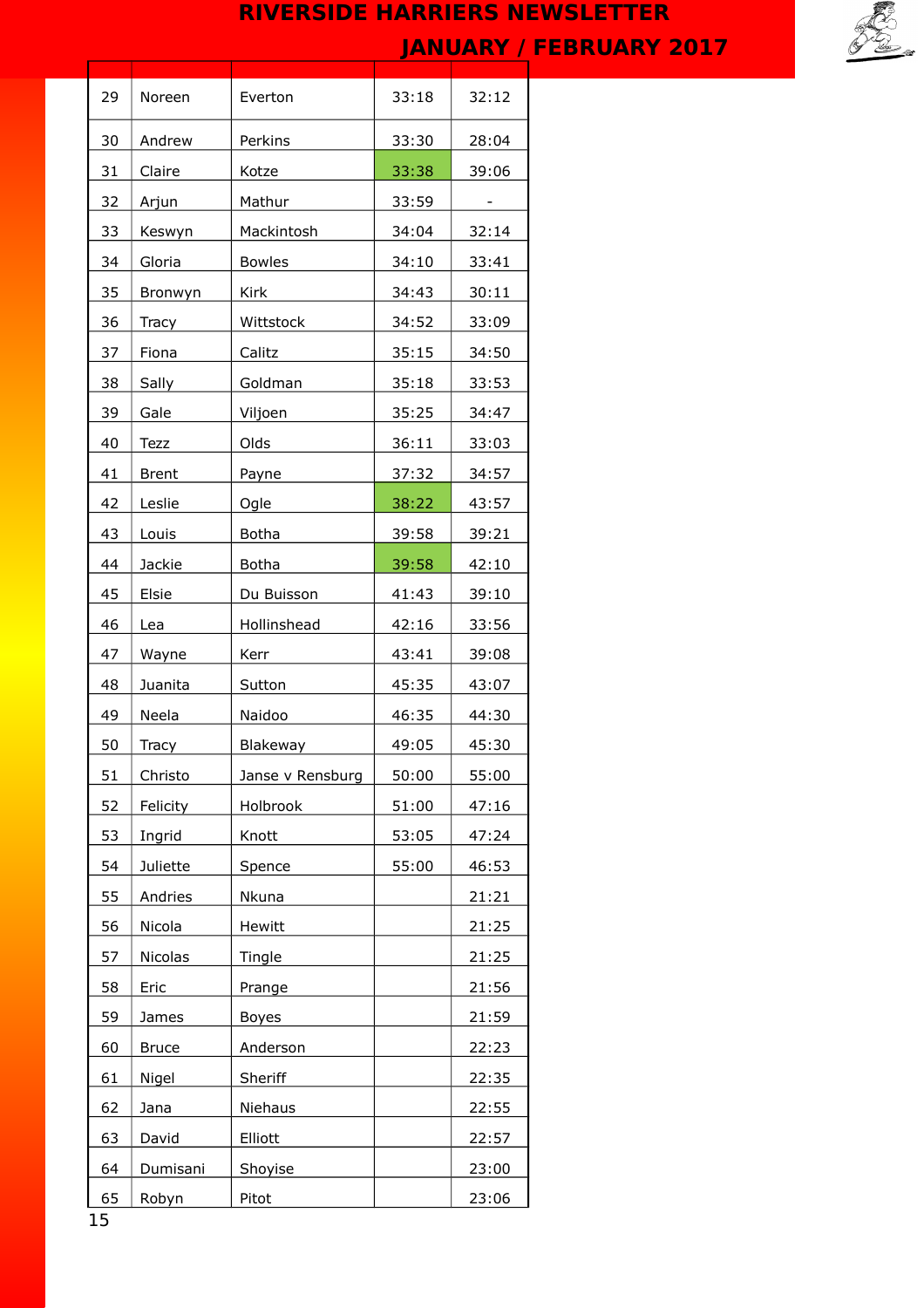| | | | | |
|---|---|---|---|---|
| 29 | Noreen | Everton | 33:18 | 32:12 |
| 30 | Andrew | Perkins | 33:30 | 28:04 |
| 31 | Claire | Kotze | 33:38 | 39:06 |
| 32 | Arjun | Mathur | 33:59 | - |
| 33 | Keswyn | Mackintosh | 34:04 | 32:14 |
| 34 | Gloria | Bowles | 34:10 | 33:41 |
| 35 | Bronwyn | Kirk | 34:43 | 30:11 |
| 36 | Tracy | Wittstock | 34:52 | 33:09 |
| 37 | Fiona | Calitz | 35:15 | 34:50 |
| 38 | Sally | Goldman | 35:18 | 33:53 |
| 39 | Gale | Viljoen | 35:25 | 34:47 |
| 40 | Tezz | Olds | 36:11 | 33:03 |
| 41 | Brent | Payne | 37:32 | 34:57 |
| 42 | Leslie | Ogle | 38:22 | 43:57 |
| 43 | Louis | Botha | 39:58 | 39:21 |
| 44 | Jackie | Botha | 39:58 | 42:10 |
| 45 | Elsie | Du Buisson | 41:43 | 39:10 |
| 46 | Lea | Hollinshead | 42:16 | 33:56 |
| 47 | Wayne | Kerr | 43:41 | 39:08 |
| 48 | Juanita | Sutton | 45:35 | 43:07 |
| 49 | Neela | Naidoo | 46:35 | 44:30 |
| 50 | Tracy | Blakeway | 49:05 | 45:30 |
| 51 | Christo | Janse v Rensburg | 50:00 | 55:00 |
| 52 | Felicity | Holbrook | 51:00 | 47:16 |
| 53 | Ingrid | Knott | 53:05 | 47:24 |
| 54 | Juliette | Spence | 55:00 | 46:53 |
| 55 | Andries | Nkuna | | 21:21 |
| 56 | Nicola | Hewitt | | 21:25 |
| 57 | Nicolas | Tingle | | 21:25 |
| 58 | Eric | Prange | | 21:56 |
| 59 | James | Boyes | | 21:59 |
| 60 | Bruce | Anderson | | 22:23 |
| 61 | Nigel | Sheriff | | 22:35 |
| 62 | Jana | Niehaus | | 22:55 |
| 63 | David | Elliott | | 22:57 |
| 64 | Dumisani | Shoyise | | 23:00 |
| 65 | Robyn | Pitot | | 23:06 |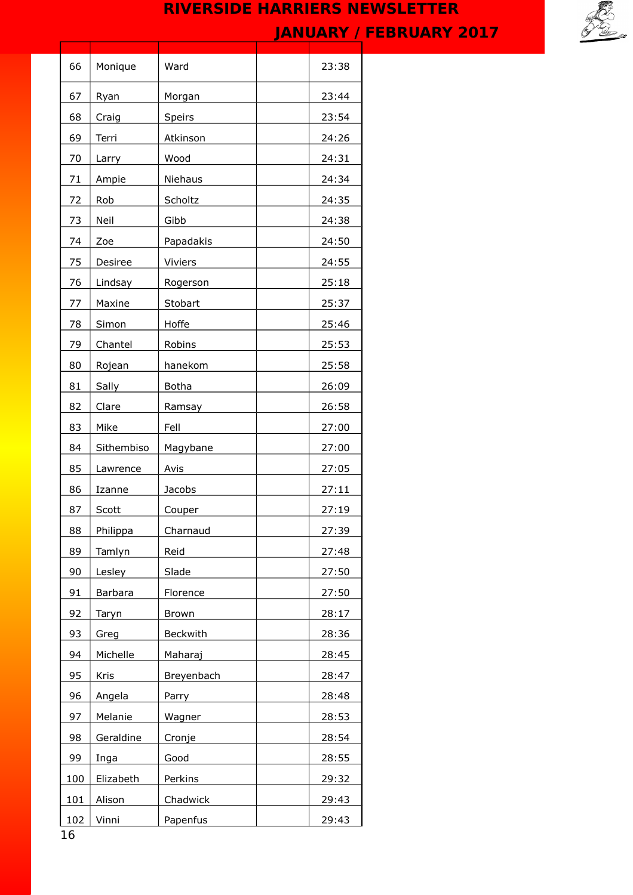| | | | | |
|---|---|---|---|---|
| 66 | Monique | Ward | | 23:38 |
| 67 | Ryan | Morgan | | 23:44 |
| 68 | Craig | Speirs | | 23:54 |
| 69 | Terri | Atkinson | | 24:26 |
| 70 | Larry | Wood | | 24:31 |
| 71 | Ampie | Niehaus | | 24:34 |
| 72 | Rob | Scholtz | | 24:35 |
| 73 | Neil | Gibb | | 24:38 |
| 74 | Zoe | Papadakis | | 24:50 |
| 75 | Desiree | Viviers | | 24:55 |
| 76 | Lindsay | Rogerson | | 25:18 |
| 77 | Maxine | Stobart | | 25:37 |
| 78 | Simon | Hoffe | | 25:46 |
| 79 | Chantel | Robins | | 25:53 |
| 80 | Rojean | hanekom | | 25:58 |
| 81 | Sally | Botha | | 26:09 |
| 82 | Clare | Ramsay | | 26:58 |
| 83 | Mike | Fell | | 27:00 |
| 84 | Sithembiso | Magybane | | 27:00 |
| 85 | Lawrence | Avis | | 27:05 |
| 86 | Izanne | Jacobs | | 27:11 |
| 87 | Scott | Couper | | 27:19 |
| 88 | Philippa | Charnaud | | 27:39 |
| 89 | Tamlyn | Reid | | 27:48 |
| 90 | Lesley | Slade | | 27:50 |
| 91 | Barbara | Florence | | 27:50 |
| 92 | Taryn | Brown | | 28:17 |
| 93 | Greg | Beckwith | | 28:36 |
| 94 | Michelle | Maharaj | | 28:45 |
| 95 | Kris | Breyenbach | | 28:47 |
| 96 | Angela | Parry | | 28:48 |
| 97 | Melanie | Wagner | | 28:53 |
| 98 | Geraldine | Cronje | | 28:54 |
| 99 | Inga | Good | | 28:55 |
| 100 | Elizabeth | Perkins | | 29:32 |
| 101 | Alison | Chadwick | | 29:43 |
| 102 | Vinni | Papenfus | | 29:43 |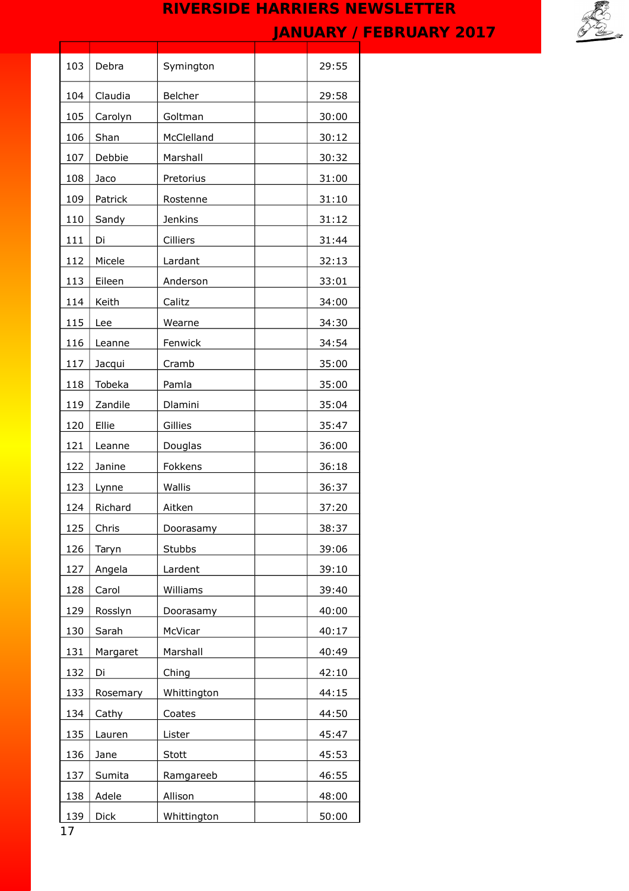| | | | | |
|---|---|---|---|---|
| 103 | Debra | Symington | | 29:55 |
| 104 | Claudia | Belcher | | 29:58 |
| 105 | Carolyn | Goltman | | 30:00 |
| 106 | Shan | McClelland | | 30:12 |
| 107 | Debbie | Marshall | | 30:32 |
| 108 | Jaco | Pretorius | | 31:00 |
| 109 | Patrick | Rostenne | | 31:10 |
| 110 | Sandy | Jenkins | | 31:12 |
| 111 | Di | Cilliers | | 31:44 |
| 112 | Micele | Lardant | | 32:13 |
| 113 | Eileen | Anderson | | 33:01 |
| 114 | Keith | Calitz | | 34:00 |
| 115 | Lee | Wearne | | 34:30 |
| 116 | Leanne | Fenwick | | 34:54 |
| 117 | Jacqui | Cramb | | 35:00 |
| 118 | Tobeka | Pamla | | 35:00 |
| 119 | Zandile | Dlamini | | 35:04 |
| 120 | Ellie | Gillies | | 35:47 |
| 121 | Leanne | Douglas | | 36:00 |
| 122 | Janine | Fokkens | | 36:18 |
| 123 | Lynne | Wallis | | 36:37 |
| 124 | Richard | Aitken | | 37:20 |
| 125 | Chris | Doorasamy | | 38:37 |
| 126 | Taryn | Stubbs | | 39:06 |
| 127 | Angela | Lardent | | 39:10 |
| 128 | Carol | Williams | | 39:40 |
| 129 | Rosslyn | Doorasamy | | 40:00 |
| 130 | Sarah | McVicar | | 40:17 |
| 131 | Margaret | Marshall | | 40:49 |
| 132 | Di | Ching | | 42:10 |
| 133 | Rosemary | Whittington | | 44:15 |
| 134 | Cathy | Coates | | 44:50 |
| 135 | Lauren | Lister | | 45:47 |
| 136 | Jane | Stott | | 45:53 |
| 137 | Sumita | Ramgareeb | | 46:55 |
| 138 | Adele | Allison | | 48:00 |
| 139 | Dick | Whittington | | 50:00 |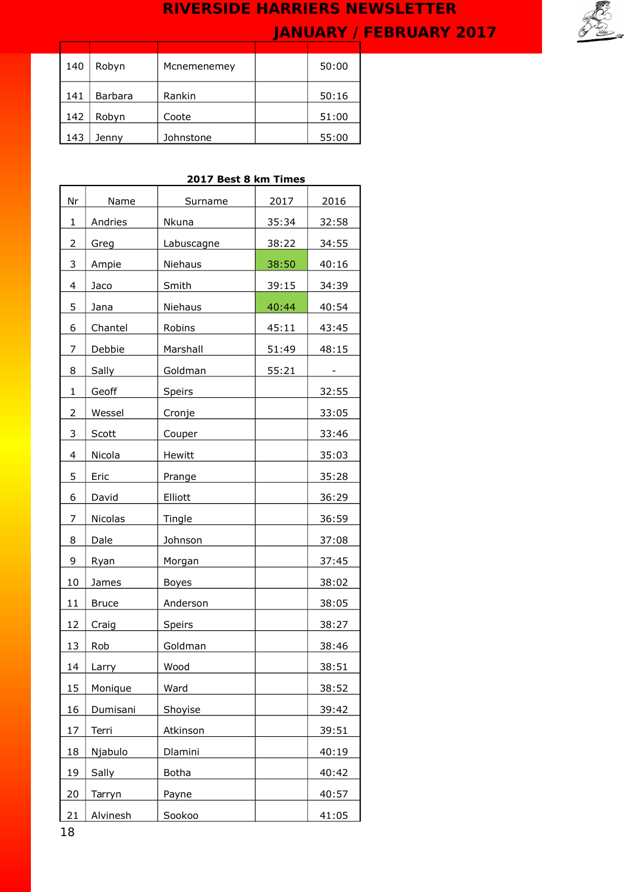| | | | | |
|---|---|---|---|---|
| 140 | Robyn | Mcnemenemey | | 50:00 |
| 141 | Barbara | Rankin | | 50:16 |
| 142 | Robyn | Coote | | 51:00 |
| 143 | Jenny | Johnstone | | 55:00 |

**2017 Best 8 km Times**

| Nr | Name | Surname | 2017 | 2016 |
|---|---|---|---|---|
| 1 | Andries | Nkuna | 35:34 | 32:58 |
| 2 | Greg | Labuscagne | 38:22 | 34:55 |
| 3 | Ampie | Niehaus | 38:50 | 40:16 |
| 4 | Jaco | Smith | 39:15 | 34:39 |
| 5 | Jana | Niehaus | 40:44 | 40:54 |
| 6 | Chantel | Robins | 45:11 | 43:45 |
| 7 | Debbie | Marshall | 51:49 | 48:15 |
| 8 | Sally | Goldman | 55:21 | - |
| 1 | Geoff | Speirs | | 32:55 |
| 2 | Wessel | Cronje | | 33:05 |
| 3 | Scott | Couper | | 33:46 |
| 4 | Nicola | Hewitt | | 35:03 |
| 5 | Eric | Prange | | 35:28 |
| 6 | David | Elliott | | 36:29 |
| 7 | Nicolas | Tingle | | 36:59 |
| 8 | Dale | Johnson | | 37:08 |
| 9 | Ryan | Morgan | | 37:45 |
| 10 | James | Boyes | | 38:02 |
| 11 | Bruce | Anderson | | 38:05 |
| 12 | Craig | Speirs | | 38:27 |
| 13 | Rob | Goldman | | 38:46 |
| 14 | Larry | Wood | | 38:51 |
| 15 | Monique | Ward | | 38:52 |
| 16 | Dumisani | Shoyise | | 39:42 |
| 17 | Terri | Atkinson | | 39:51 |
| 18 | Njabulo | Dlamini | | 40:19 |
| 19 | Sally | Botha | | 40:42 |
| 20 | Tarryn | Payne | | 40:57 |
| 21 | Alvinesh | Sookoo | | 41:05 |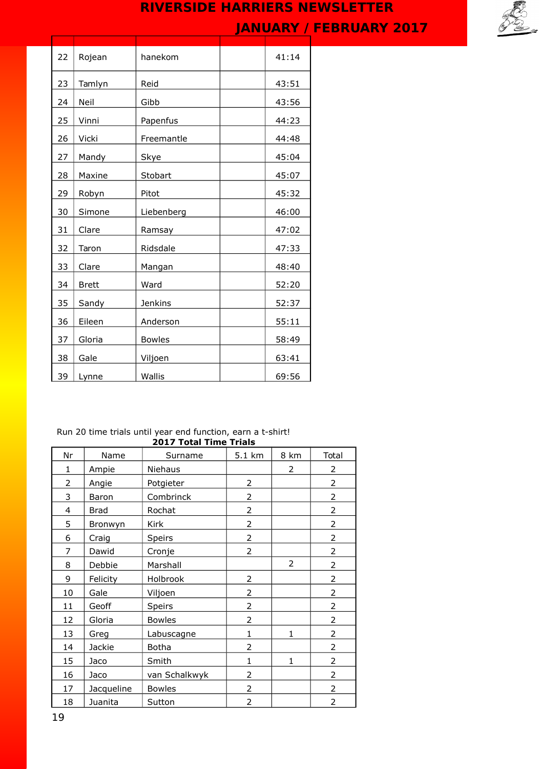| | | | | |
|---|---|---|---|---|
| 22 | Rojean | hanekom | | 41:14 |
| 23 | Tamlyn | Reid | | 43:51 |
| 24 | Neil | Gibb | | 43:56 |
| 25 | Vinni | Papenfus | | 44:23 |
| 26 | Vicki | Freemantle | | 44:48 |
| 27 | Mandy | Skye | | 45:04 |
| 28 | Maxine | Stobart | | 45:07 |
| 29 | Robyn | Pitot | | 45:32 |
| 30 | Simone | Liebenberg | | 46:00 |
| 31 | Clare | Ramsay | | 47:02 |
| 32 | Taron | Ridsdale | | 47:33 |
| 33 | Clare | Mangan | | 48:40 |
| 34 | Brett | Ward | | 52:20 |
| 35 | Sandy | Jenkins | | 52:37 |
| 36 | Eileen | Anderson | | 55:11 |
| 37 | Gloria | Bowles | | 58:49 |
| 38 | Gale | Viljoen | | 63:41 |
| 39 | Lynne | Wallis | | 69:56 |

Run 20 time trials until year end function, earn a t-shirt!

**2017 Total Time Trials**

| Nr | Name | Surname | 5.1 km | 8 km | Total |
|---|---|---|---|---|---|
| 1 | Ampie | Niehaus | | 2 | 2 |
| 2 | Angie | Potgieter | 2 | | 2 |
| 3 | Baron | Combrinck | 2 | | 2 |
| 4 | Brad | Rochat | 2 | | 2 |
| 5 | Bronwyn | Kirk | 2 | | 2 |
| 6 | Craig | Speirs | 2 | | 2 |
| 7 | Dawid | Cronje | 2 | | 2 |
| 8 | Debbie | Marshall | | 2 | 2 |
| 9 | Felicity | Holbrook | 2 | | 2 |
| 10 | Gale | Viljoen | 2 | | 2 |
| 11 | Geoff | Speirs | 2 | | 2 |
| 12 | Gloria | Bowles | 2 | | 2 |
| 13 | Greg | Labuscagne | 1 | 1 | 2 |
| 14 | Jackie | Botha | 2 | | 2 |
| 15 | Jaco | Smith | 1 | 1 | 2 |
| 16 | Jaco | van Schalkwyk | 2 | | 2 |
| 17 | Jacqueline | Bowles | 2 | | 2 |
| 18 | Juanita | Sutton | 2 | | 2 |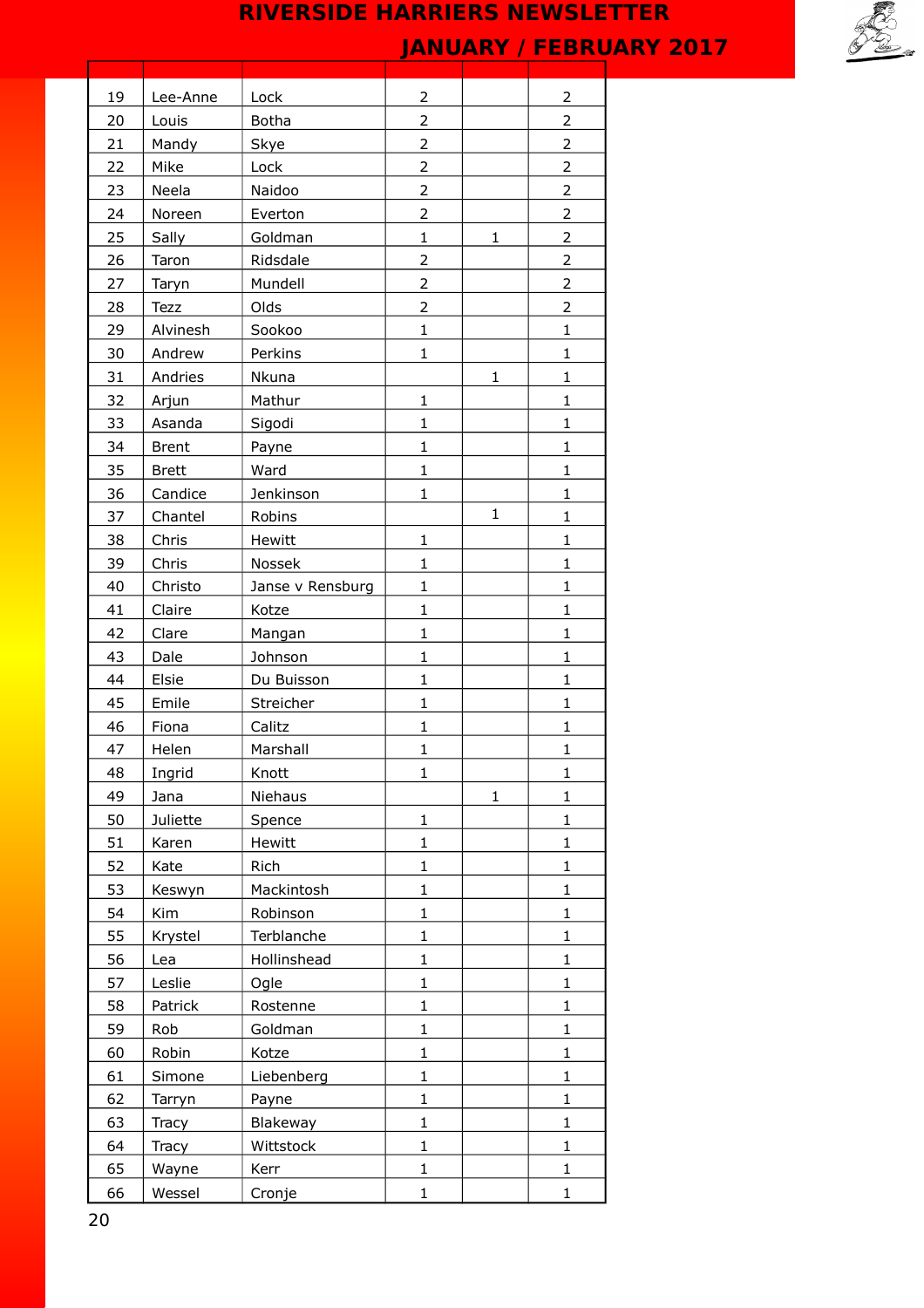| | | | | | |
|---|---|---|---|---|---|
| 19 | Lee-Anne | Lock | 2 | | 2 |
| 20 | Louis | Botha | 2 | | 2 |
| 21 | Mandy | Skye | 2 | | 2 |
| 22 | Mike | Lock | 2 | | 2 |
| 23 | Neela | Naidoo | 2 | | 2 |
| 24 | Noreen | Everton | 2 | | 2 |
| 25 | Sally | Goldman | 1 | 1 | 2 |
| 26 | Taron | Ridsdale | 2 | | 2 |
| 27 | Taryn | Mundell | 2 | | 2 |
| 28 | Tezz | Olds | 2 | | 2 |
| 29 | Alvinesh | Sookoo | 1 | | 1 |
| 30 | Andrew | Perkins | 1 | | 1 |
| 31 | Andries | Nkuna | | 1 | 1 |
| 32 | Arjun | Mathur | 1 | | 1 |
| 33 | Asanda | Sigodi | 1 | | 1 |
| 34 | Brent | Payne | 1 | | 1 |
| 35 | Brett | Ward | 1 | | 1 |
| 36 | Candice | Jenkinson | 1 | | 1 |
| 37 | Chantel | Robins | | 1 | 1 |
| 38 | Chris | Hewitt | 1 | | 1 |
| 39 | Chris | Nossek | 1 | | 1 |
| 40 | Christo | Janse v Rensburg | 1 | | 1 |
| 41 | Claire | Kotze | 1 | | 1 |
| 42 | Clare | Mangan | 1 | | 1 |
| 43 | Dale | Johnson | 1 | | 1 |
| 44 | Elsie | Du Buisson | 1 | | 1 |
| 45 | Emile | Streicher | 1 | | 1 |
| 46 | Fiona | Calitz | 1 | | 1 |
| 47 | Helen | Marshall | 1 | | 1 |
| 48 | Ingrid | Knott | 1 | | 1 |
| 49 | Jana | Niehaus | | 1 | 1 |
| 50 | Juliette | Spence | 1 | | 1 |
| 51 | Karen | Hewitt | 1 | | 1 |
| 52 | Kate | Rich | 1 | | 1 |
| 53 | Keswyn | Mackintosh | 1 | | 1 |
| 54 | Kim | Robinson | 1 | | 1 |
| 55 | Krystel | Terblanche | 1 | | 1 |
| 56 | Lea | Hollinshead | 1 | | 1 |
| 57 | Leslie | Ogle | 1 | | 1 |
| 58 | Patrick | Rostenne | 1 | | 1 |
| 59 | Rob | Goldman | 1 | | 1 |
| 60 | Robin | Kotze | 1 | | 1 |
| 61 | Simone | Liebenberg | 1 | | 1 |
| 62 | Tarryn | Payne | 1 | | 1 |
| 63 | Tracy | Blakeway | 1 | | 1 |
| 64 | Tracy | Wittstock | 1 | | 1 |
| 65 | Wayne | Kerr | 1 | | 1 |
| 66 | Wessel | Cronje | 1 | | 1 |